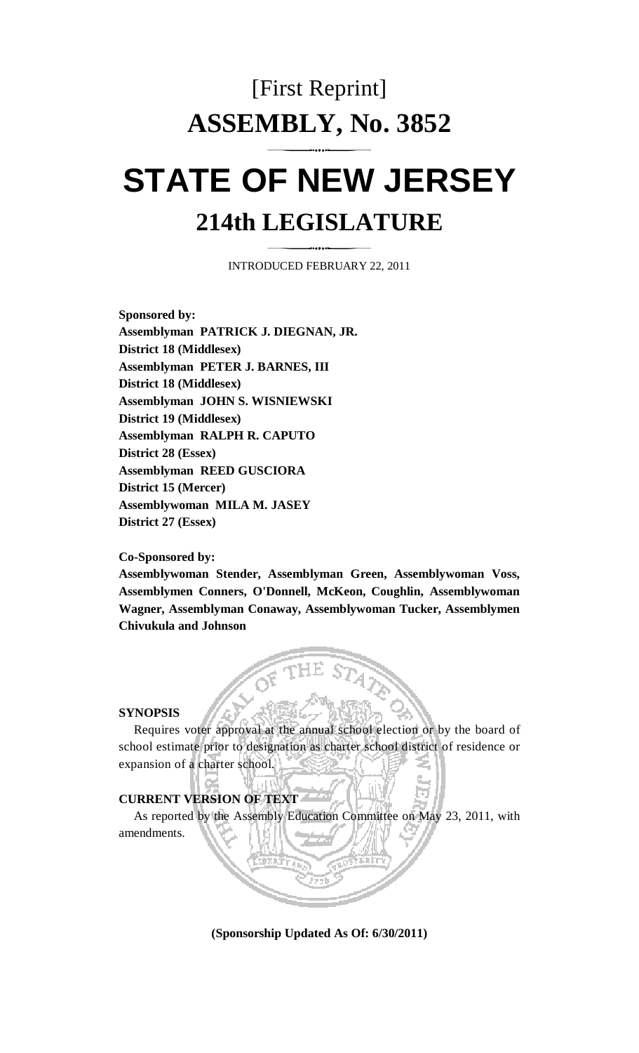# [First Reprint]

# ASSEMBLY, No. 3852

# STATE OF NEW JERSEY

## 214th LEGISLATURE

INTRODUCED FEBRUARY 22, 2011

**Sponsored by:**
**Assemblyman PATRICK J. DIEGNAN, JR.**
**District 18 (Middlesex)**
**Assemblyman PETER J. BARNES, III**
**District 18 (Middlesex)**
**Assemblyman JOHN S. WISNIEWSKI**
**District 19 (Middlesex)**
**Assemblyman RALPH R. CAPUTO**
**District 28 (Essex)**
**Assemblyman REED GUSCIORA**
**District 15 (Mercer)**
**Assemblywoman MILA M. JASEY**
**District 27 (Essex)**

**Co-Sponsored by:**
**Assemblywoman Stender, Assemblyman Green, Assemblywoman Voss, Assemblymen Conners, O'Donnell, McKeon, Coughlin, Assemblywoman Wagner, Assemblyman Conaway, Assemblywoman Tucker, Assemblymen Chivukula and Johnson**

**SYNOPSIS**

Requires voter approval at the annual school election or by the board of school estimate prior to designation as charter school district of residence or expansion of a charter school.

**CURRENT VERSION OF TEXT**

As reported by the Assembly Education Committee on May 23, 2011, with amendments.

**(Sponsorship Updated As Of: 6/30/2011)**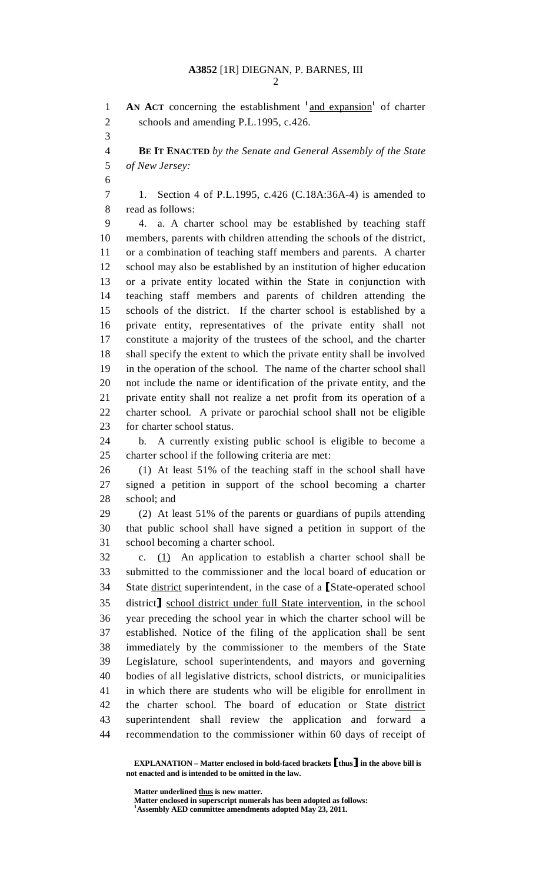AN ACT concerning the establishment [1]and expansion[1] of charter schools and amending P.L.1995, c.426.

**BE IT ENACTED** *by the Senate and General Assembly of the State of New Jersey:*

1. Section 4 of P.L.1995, c.426 (C.18A:36A-4) is amended to read as follows:

4. a. A charter school may be established by teaching staff members, parents with children attending the schools of the district, or a combination of teaching staff members and parents. A charter school may also be established by an institution of higher education or a private entity located within the State in conjunction with teaching staff members and parents of children attending the schools of the district. If the charter school is established by a private entity, representatives of the private entity shall not constitute a majority of the trustees of the school, and the charter shall specify the extent to which the private entity shall be involved in the operation of the school. The name of the charter school shall not include the name or identification of the private entity, and the private entity shall not realize a net profit from its operation of a charter school. A private or parochial school shall not be eligible for charter school status.

b. A currently existing public school is eligible to become a charter school if the following criteria are met:

(1) At least 51% of the teaching staff in the school shall have signed a petition in support of the school becoming a charter school; and

(2) At least 51% of the parents or guardians of pupils attending that public school shall have signed a petition in support of the school becoming a charter school.

c. <u>(1)</u> An application to establish a charter school shall be submitted to the commissioner and the local board of education or State <u>district</u> superintendent, in the case of a **[**State-operated school district**]** <u>school district under full State intervention</u>, in the school year preceding the school year in which the charter school will be established. Notice of the filing of the application shall be sent immediately by the commissioner to the members of the State Legislature, school superintendents, and mayors and governing bodies of all legislative districts, school districts, or municipalities in which there are students who will be eligible for enrollment in the charter school. The board of education or State <u>district</u> superintendent shall review the application and forward a recommendation to the commissioner within 60 days of receipt of

**EXPLANATION – Matter enclosed in bold-faced brackets [thus] in the above bill is not enacted and is intended to be omitted in the law.**

**Matter underlined <u>thus</u> is new matter.**
**Matter enclosed in superscript numerals has been adopted as follows:**
[1]**Assembly AED committee amendments adopted May 23, 2011.**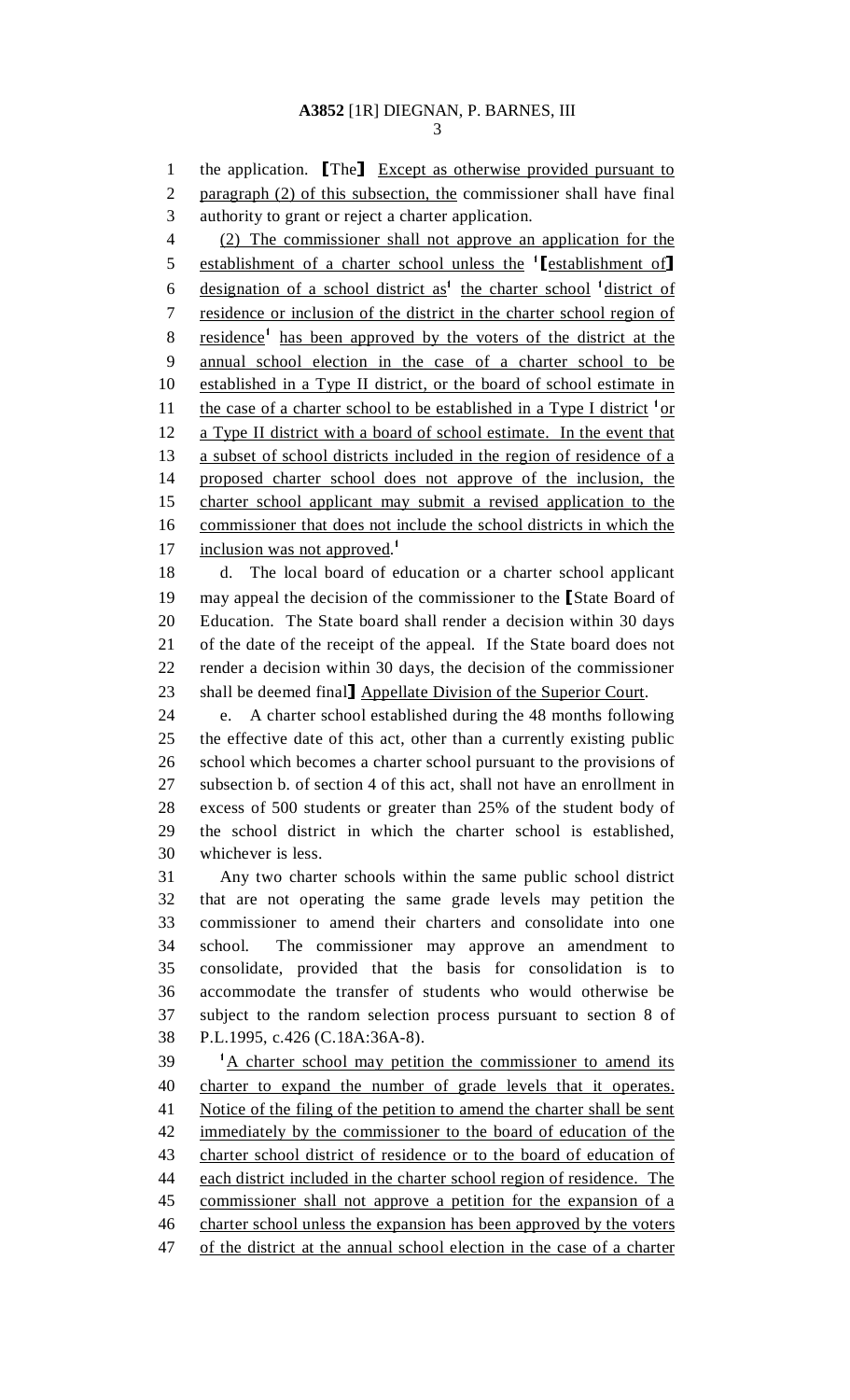the application. ⟦The⟧ Except as otherwise provided pursuant to paragraph (2) of this subsection, the commissioner shall have final authority to grant or reject a charter application.

(2) The commissioner shall not approve an application for the establishment of a charter school unless the [1]⟦establishment of⟧ designation of a school district as[1] the charter school [1]district of residence or inclusion of the district in the charter school region of residence[1] has been approved by the voters of the district at the annual school election in the case of a charter school to be established in a Type II district, or the board of school estimate in the case of a charter school to be established in a Type I district [1]or a Type II district with a board of school estimate. In the event that a subset of school districts included in the region of residence of a proposed charter school does not approve of the inclusion, the charter school applicant may submit a revised application to the commissioner that does not include the school districts in which the inclusion was not approved.[1]

d. The local board of education or a charter school applicant may appeal the decision of the commissioner to the ⟦State Board of Education. The State board shall render a decision within 30 days of the date of the receipt of the appeal. If the State board does not render a decision within 30 days, the decision of the commissioner shall be deemed final⟧ Appellate Division of the Superior Court.

e. A charter school established during the 48 months following the effective date of this act, other than a currently existing public school which becomes a charter school pursuant to the provisions of subsection b. of section 4 of this act, shall not have an enrollment in excess of 500 students or greater than 25% of the student body of the school district in which the charter school is established, whichever is less.

Any two charter schools within the same public school district that are not operating the same grade levels may petition the commissioner to amend their charters and consolidate into one school. The commissioner may approve an amendment to consolidate, provided that the basis for consolidation is to accommodate the transfer of students who would otherwise be subject to the random selection process pursuant to section 8 of P.L.1995, c.426 (C.18A:36A-8).

[1]A charter school may petition the commissioner to amend its charter to expand the number of grade levels that it operates. Notice of the filing of the petition to amend the charter shall be sent immediately by the commissioner to the board of education of the charter school district of residence or to the board of education of each district included in the charter school region of residence. The commissioner shall not approve a petition for the expansion of a charter school unless the expansion has been approved by the voters of the district at the annual school election in the case of a charter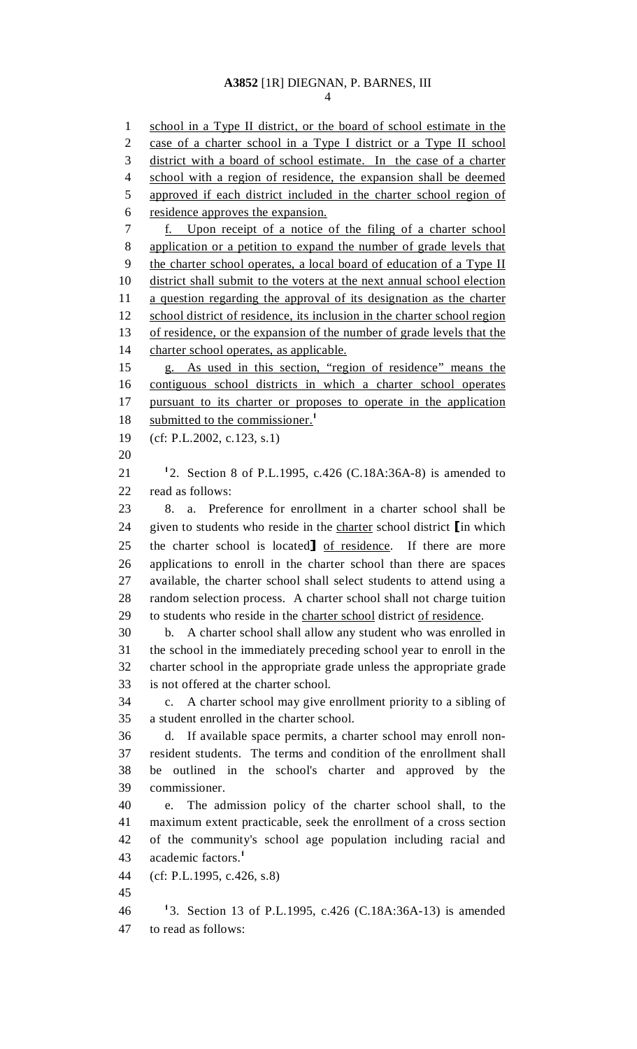school in a Type II district, or the board of school estimate in the case of a charter school in a Type I district or a Type II school district with a board of school estimate. In the case of a charter school with a region of residence, the expansion shall be deemed approved if each district included in the charter school region of residence approves the expansion.

f. Upon receipt of a notice of the filing of a charter school application or a petition to expand the number of grade levels that the charter school operates, a local board of education of a Type II district shall submit to the voters at the next annual school election a question regarding the approval of its designation as the charter school district of residence, its inclusion in the charter school region of residence, or the expansion of the number of grade levels that the charter school operates, as applicable.

g. As used in this section, "region of residence" means the contiguous school districts in which a charter school operates pursuant to its charter or proposes to operate in the application submitted to the commissioner.[1]

(cf: P.L.2002, c.123, s.1)

[1]2. Section 8 of P.L.1995, c.426 (C.18A:36A-8) is amended to read as follows:

8. a. Preference for enrollment in a charter school shall be given to students who reside in the charter school district [in which the charter school is located] of residence. If there are more applications to enroll in the charter school than there are spaces available, the charter school shall select students to attend using a random selection process. A charter school shall not charge tuition to students who reside in the charter school district of residence.

b. A charter school shall allow any student who was enrolled in the school in the immediately preceding school year to enroll in the charter school in the appropriate grade unless the appropriate grade is not offered at the charter school.

c. A charter school may give enrollment priority to a sibling of a student enrolled in the charter school.

d. If available space permits, a charter school may enroll non-resident students. The terms and condition of the enrollment shall be outlined in the school's charter and approved by the commissioner.

e. The admission policy of the charter school shall, to the maximum extent practicable, seek the enrollment of a cross section of the community's school age population including racial and academic factors.[1]

(cf: P.L.1995, c.426, s.8)

[1]3. Section 13 of P.L.1995, c.426 (C.18A:36A-13) is amended to read as follows: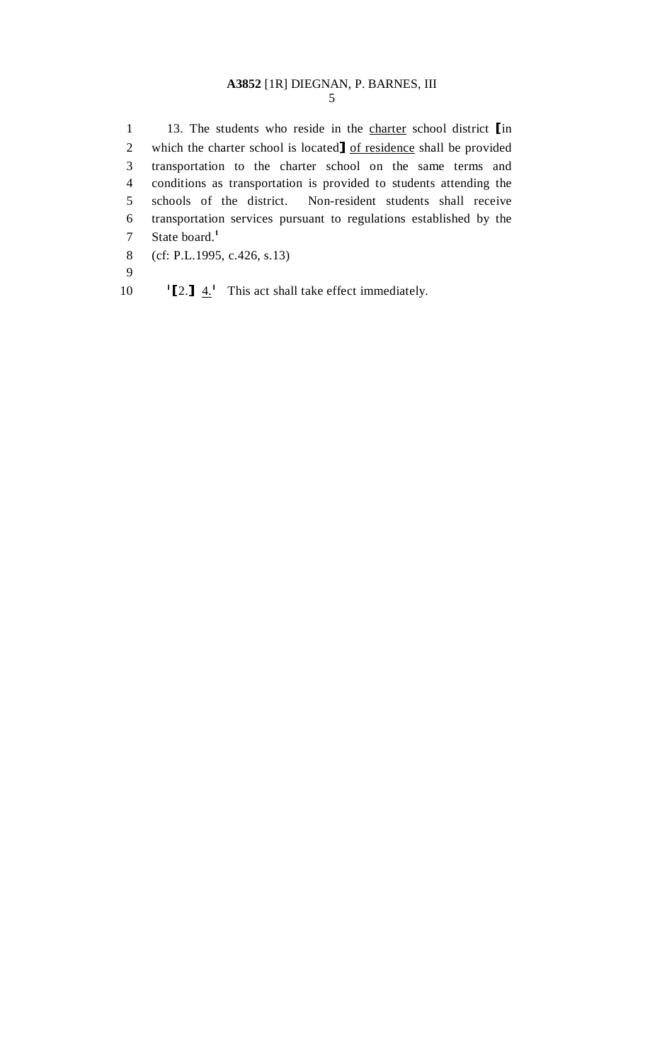13. The students who reside in the charter school district [in which the charter school is located] of residence shall be provided transportation to the charter school on the same terms and conditions as transportation is provided to students attending the schools of the district. Non-resident students shall receive transportation services pursuant to regulations established by the State board.[1]

(cf: P.L.1995, c.426, s.13)

[1][2.] 4.[1] This act shall take effect immediately.